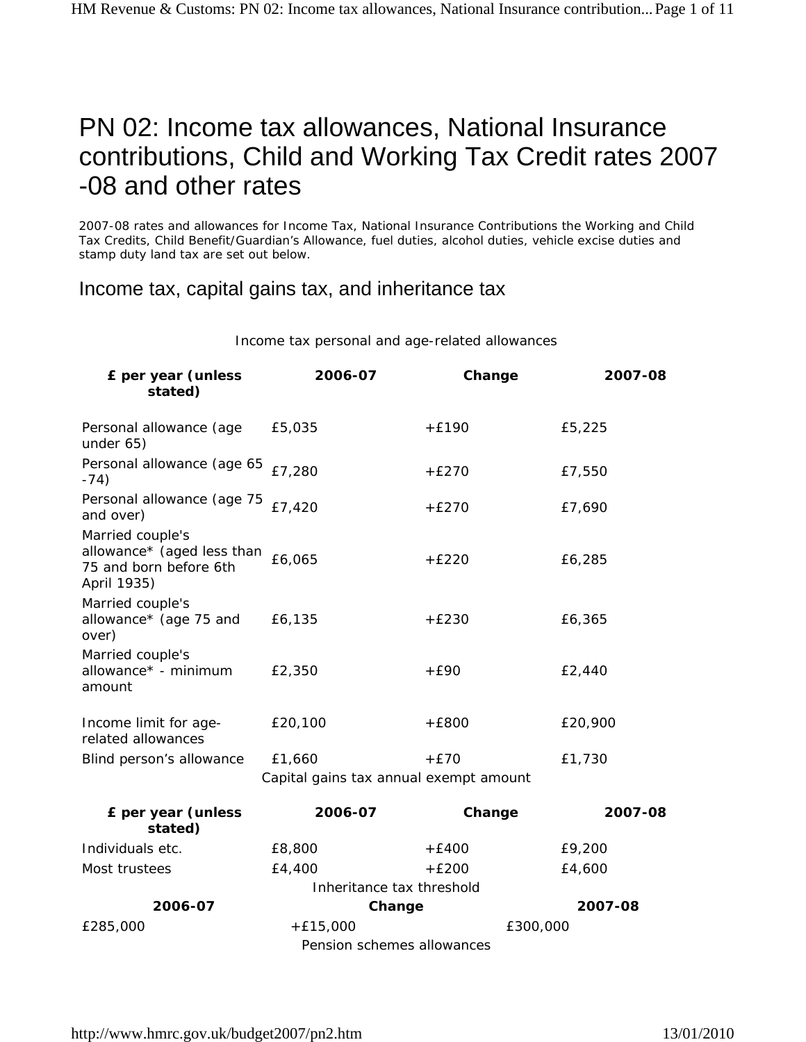# PN 02: Income tax allowances, National Insurance contributions, Child and Working Tax Credit rates 2007 -08 and other rates

2007-08 rates and allowances for Income Tax, National Insurance Contributions the Working and Child Tax Credits, Child Benefit/Guardian's Allowance, fuel duties, alcohol duties, vehicle excise duties and stamp duty land tax are set out below.

## Income tax, capital gains tax, and inheritance tax

Income tax personal and age-related allowances

| £ per year (unless stated) | 2006-07 | Change | 2007-08 |
|---|---|---|---|
| Personal allowance (age under 65) | £5,035 | +£190 | £5,225 |
| Personal allowance (age 65 -74) | £7,280 | +£270 | £7,550 |
| Personal allowance (age 75 and over) | £7,420 | +£270 | £7,690 |
| Married couple's allowance* (aged less than 75 and born before 6th April 1935) | £6,065 | +£220 | £6,285 |
| Married couple's allowance* (age 75 and over) | £6,135 | +£230 | £6,365 |
| Married couple's allowance* - minimum amount | £2,350 | +£90 | £2,440 |
| Income limit for age-related allowances | £20,100 | +£800 | £20,900 |
| Blind person's allowance | £1,660 | +£70 | £1,730 |

Capital gains tax annual exempt amount

| £ per year (unless stated) | 2006-07 | Change | 2007-08 |
|---|---|---|---|
| Individuals etc. | £8,800 | +£400 | £9,200 |
| Most trustees | £4,400 | +£200 | £4,600 |

Inheritance tax threshold

| 2006-07 | Change | 2007-08 |
|---|---|---|
| £285,000 | +£15,000 | £300,000 |

Pension schemes allowances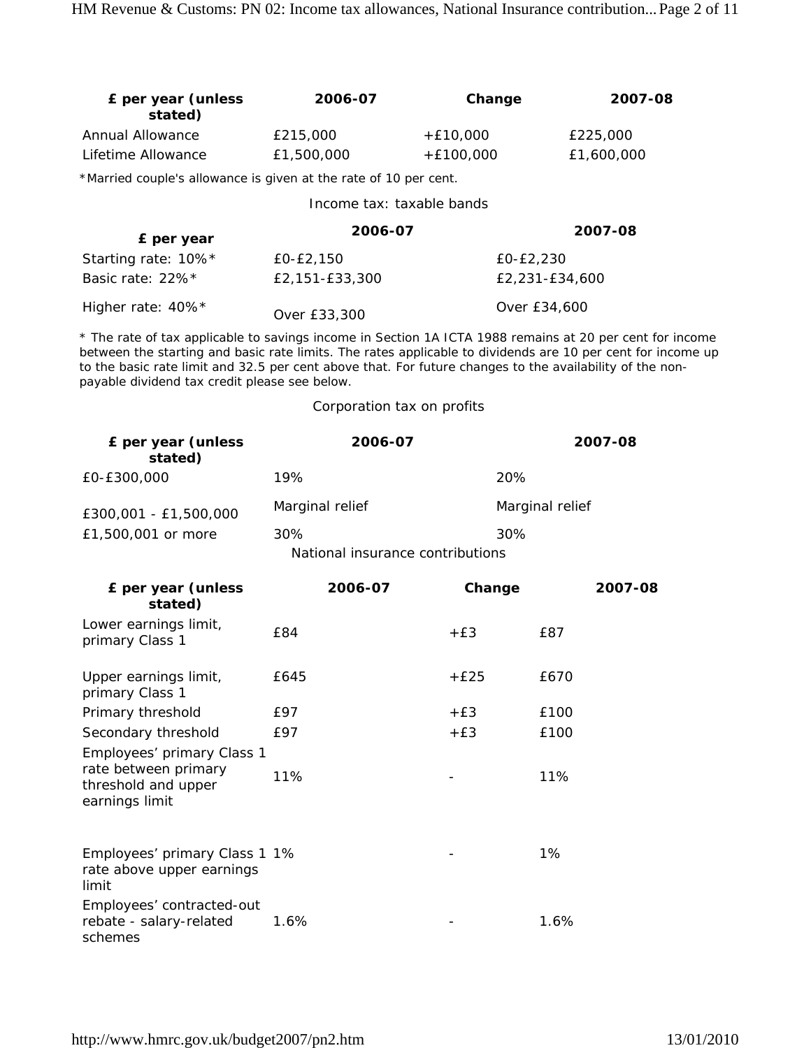| £ per year (unless stated) | 2006-07 | Change | 2007-08 |
|---|---|---|---|
| Annual Allowance | £215,000 | +£10,000 | £225,000 |
| Lifetime Allowance | £1,500,000 | +£100,000 | £1,600,000 |

*Married couple's allowance is given at the rate of 10 per cent.

Income tax: taxable bands

| £ per year | 2006-07 | 2007-08 |
|---|---|---|
| Starting rate: 10%* | £0-£2,150 | £0-£2,230 |
| Basic rate: 22%* | £2,151-£33,300 | £2,231-£34,600 |
| Higher rate: 40%* | Over £33,300 | Over £34,600 |

* The rate of tax applicable to savings income in Section 1A ICTA 1988 remains at 20 per cent for income between the starting and basic rate limits. The rates applicable to dividends are 10 per cent for income up to the basic rate limit and 32.5 per cent above that. For future changes to the availability of the non-payable dividend tax credit please see below.

Corporation tax on profits

| £ per year (unless stated) | 2006-07 | 2007-08 |
|---|---|---|
| £0-£300,000 | 19% | 20% |
| £300,001 - £1,500,000 | Marginal relief | Marginal relief |
| £1,500,001 or more | 30% | 30% |

National insurance contributions

| £ per year (unless stated) | 2006-07 | Change | 2007-08 |
|---|---|---|---|
| Lower earnings limit, primary Class 1 | £84 | +£3 | £87 |
| Upper earnings limit, primary Class 1 | £645 | +£25 | £670 |
| Primary threshold | £97 | +£3 | £100 |
| Secondary threshold | £97 | +£3 | £100 |
| Employees' primary Class 1 rate between primary threshold and upper earnings limit | 11% | - | 11% |
| Employees' primary Class 1 rate above upper earnings limit | 1% | - | 1% |
| Employees' contracted-out rebate - salary-related schemes | 1.6% | - | 1.6% |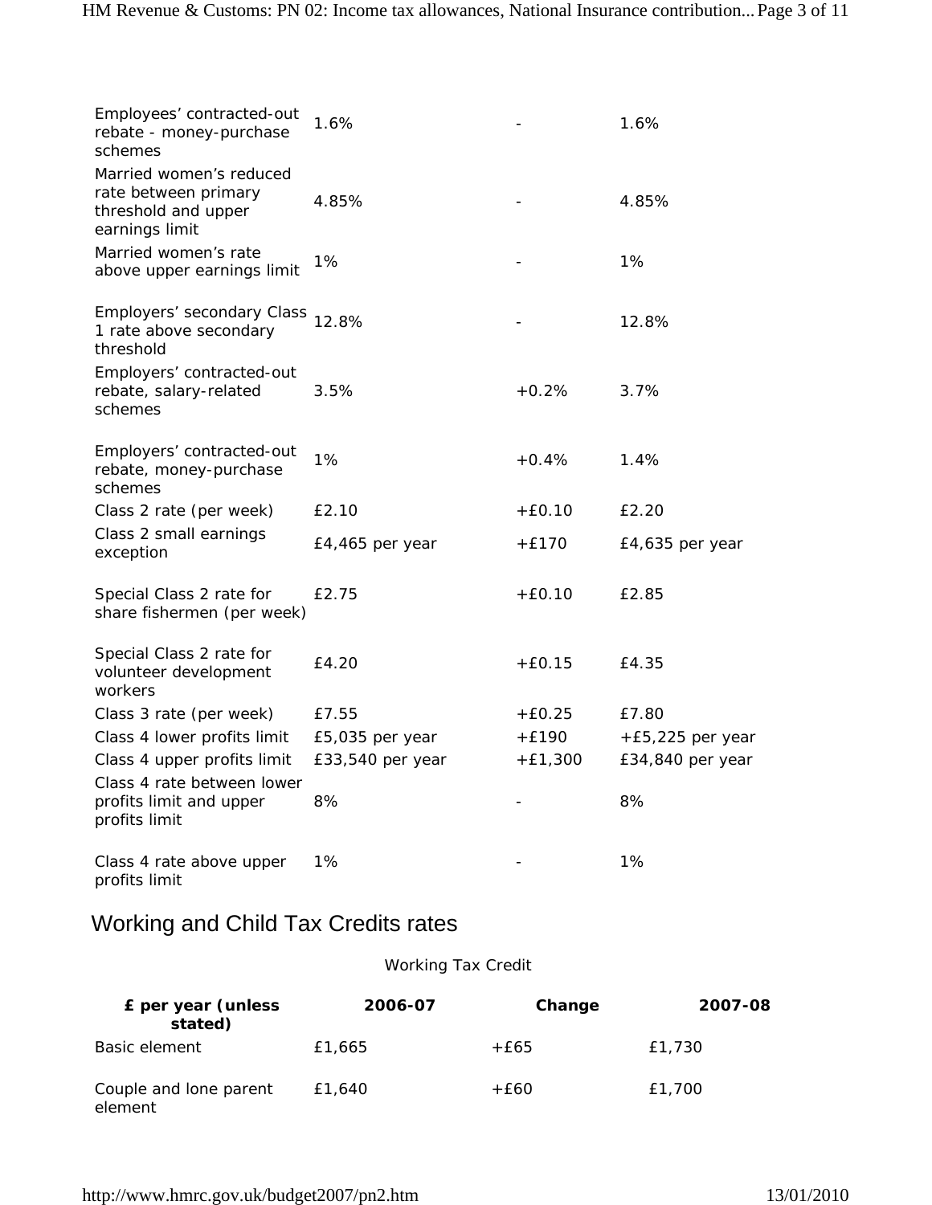| | | | |
|---|---|---|---|
| Employees' contracted-out rebate - money-purchase schemes | 1.6% | - | 1.6% |
| Married women's reduced rate between primary threshold and upper earnings limit | 4.85% | - | 4.85% |
| Married women's rate above upper earnings limit | 1% | - | 1% |
| Employers' secondary Class 1 rate above secondary threshold | 12.8% | - | 12.8% |
| Employers' contracted-out rebate, salary-related schemes | 3.5% | +0.2% | 3.7% |
| Employers' contracted-out rebate, money-purchase schemes | 1% | +0.4% | 1.4% |
| Class 2 rate (per week) | £2.10 | +£0.10 | £2.20 |
| Class 2 small earnings exception | £4,465 per year | +£170 | £4,635 per year |
| Special Class 2 rate for share fishermen (per week) | £2.75 | +£0.10 | £2.85 |
| Special Class 2 rate for volunteer development workers | £4.20 | +£0.15 | £4.35 |
| Class 3 rate (per week) | £7.55 | +£0.25 | £7.80 |
| Class 4 lower profits limit | £5,035 per year | +£190 | +£5,225 per year |
| Class 4 upper profits limit | £33,540 per year | +£1,300 | £34,840 per year |
| Class 4 rate between lower profits limit and upper profits limit | 8% | - | 8% |
| Class 4 rate above upper profits limit | 1% | - | 1% |

## Working and Child Tax Credits rates

Working Tax Credit

| £ per year (unless stated) | 2006-07 | Change | 2007-08 |
|---|---|---|---|
| Basic element | £1,665 | +£65 | £1,730 |
| Couple and lone parent element | £1,640 | +£60 | £1,700 |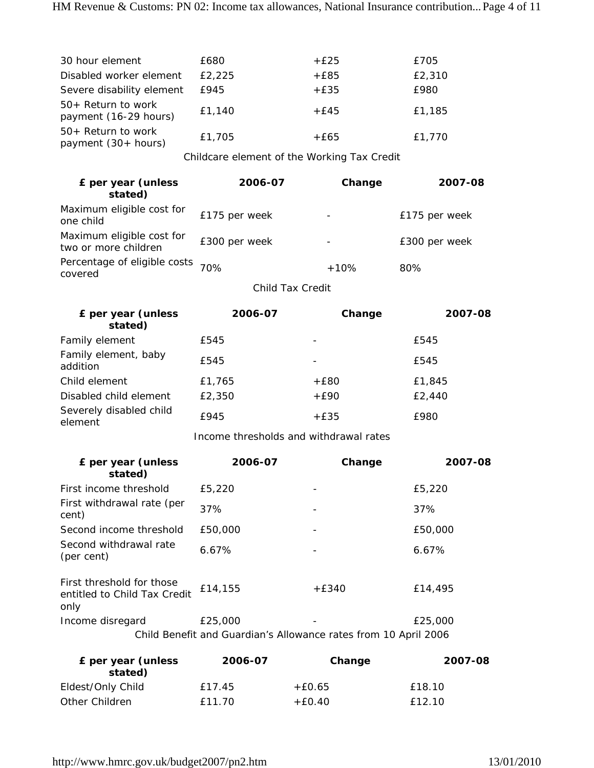| | | | |
|---|---|---|---|
| 30 hour element | £680 | +£25 | £705 |
| Disabled worker element | £2,225 | +£85 | £2,310 |
| Severe disability element | £945 | +£35 | £980 |
| 50+ Return to work payment (16-29 hours) | £1,140 | +£45 | £1,185 |
| 50+ Return to work payment (30+ hours) | £1,705 | +£65 | £1,770 |

Childcare element of the Working Tax Credit

| £ per year (unless stated) | 2006-07 | Change | 2007-08 |
|---|---|---|---|
| Maximum eligible cost for one child | £175 per week | - | £175 per week |
| Maximum eligible cost for two or more children | £300 per week | - | £300 per week |
| Percentage of eligible costs covered | 70% | +10% | 80% |

Child Tax Credit

| £ per year (unless stated) | 2006-07 | Change | 2007-08 |
|---|---|---|---|
| Family element | £545 | - | £545 |
| Family element, baby addition | £545 | - | £545 |
| Child element | £1,765 | +£80 | £1,845 |
| Disabled child element | £2,350 | +£90 | £2,440 |
| Severely disabled child element | £945 | +£35 | £980 |

Income thresholds and withdrawal rates

| £ per year (unless stated) | 2006-07 | Change | 2007-08 |
|---|---|---|---|
| First income threshold | £5,220 | - | £5,220 |
| First withdrawal rate (per cent) | 37% | - | 37% |
| Second income threshold | £50,000 | - | £50,000 |
| Second withdrawal rate (per cent) | 6.67% | - | 6.67% |
| First threshold for those entitled to Child Tax Credit only | £14,155 | +£340 | £14,495 |
| Income disregard | £25,000 | - | £25,000 |

Child Benefit and Guardian's Allowance rates from 10 April 2006

| £ per year (unless stated) | 2006-07 | Change | 2007-08 |
|---|---|---|---|
| Eldest/Only Child | £17.45 | +£0.65 | £18.10 |
| Other Children | £11.70 | +£0.40 | £12.10 |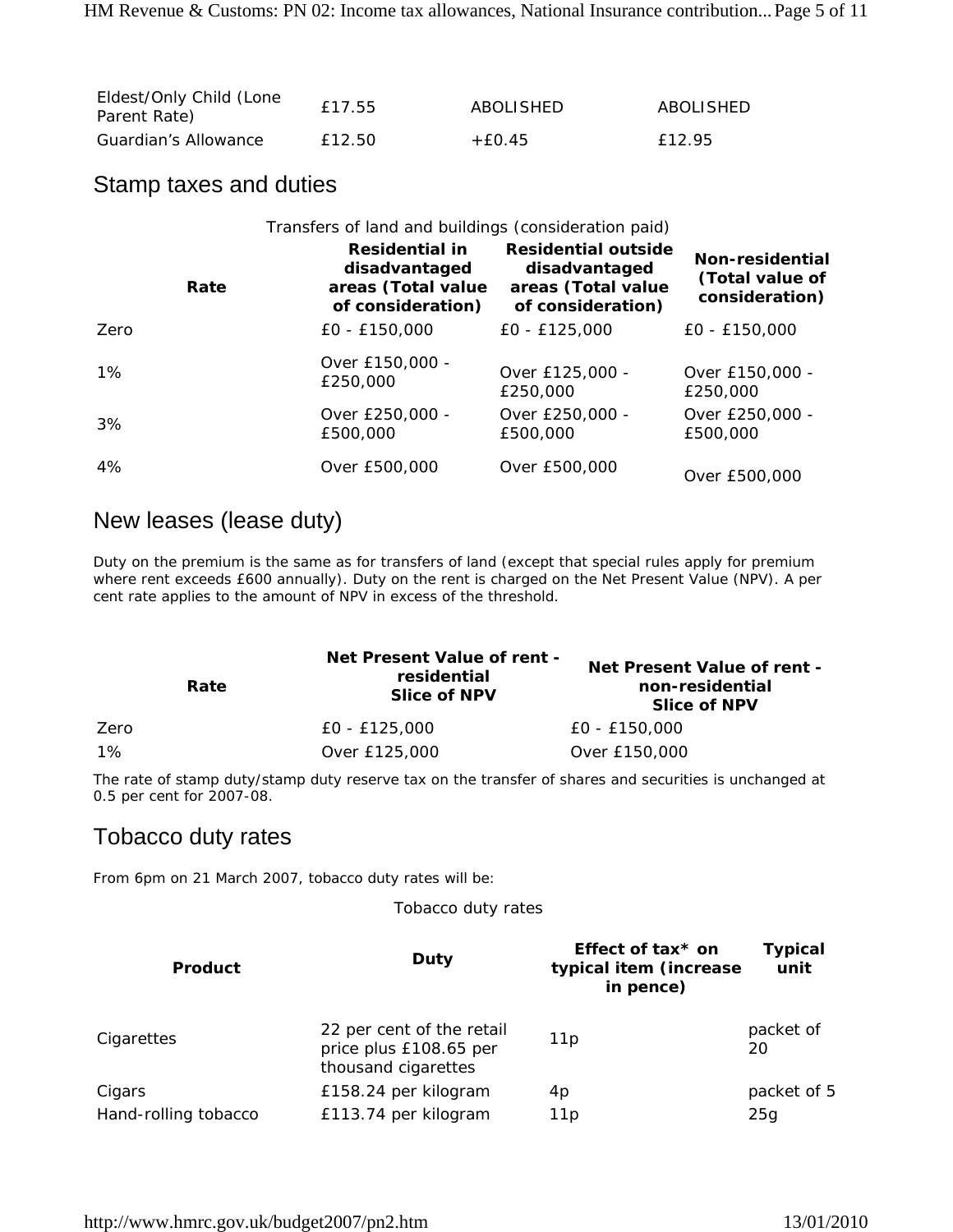| | | | |
|---|---|---|---|
| Eldest/Only Child (Lone Parent Rate) | £17.55 | ABOLISHED | ABOLISHED |
| Guardian's Allowance | £12.50 | +£0.45 | £12.95 |

## Stamp taxes and duties

Transfers of land and buildings (consideration paid)

| Rate | Residential in disadvantaged areas (Total value of consideration) | Residential outside disadvantaged areas (Total value of consideration) | Non-residential (Total value of consideration) |
|---|---|---|---|
| Zero | £0 - £150,000 | £0 - £125,000 | £0 - £150,000 |
| 1% | Over £150,000 - £250,000 | Over £125,000 - £250,000 | Over £150,000 - £250,000 |
| 3% | Over £250,000 - £500,000 | Over £250,000 - £500,000 | Over £250,000 - £500,000 |
| 4% | Over £500,000 | Over £500,000 | Over £500,000 |

## New leases (lease duty)

Duty on the premium is the same as for transfers of land (except that special rules apply for premium where rent exceeds £600 annually). Duty on the rent is charged on the Net Present Value (NPV). A per cent rate applies to the amount of NPV in excess of the threshold.

| Rate | Net Present Value of rent - residential Slice of NPV | Net Present Value of rent - non-residential Slice of NPV |
|---|---|---|
| Zero | £0 - £125,000 | £0 - £150,000 |
| 1% | Over £125,000 | Over £150,000 |

The rate of stamp duty/stamp duty reserve tax on the transfer of shares and securities is unchanged at 0.5 per cent for 2007-08.

## Tobacco duty rates

From 6pm on 21 March 2007, tobacco duty rates will be:

Tobacco duty rates

| Product | Duty | Effect of tax* on typical item (increase in pence) | Typical unit |
|---|---|---|---|
| Cigarettes | 22 per cent of the retail price plus £108.65 per thousand cigarettes | 11p | packet of 20 |
| Cigars | £158.24 per kilogram | 4p | packet of 5 |
| Hand-rolling tobacco | £113.74 per kilogram | 11p | 25g |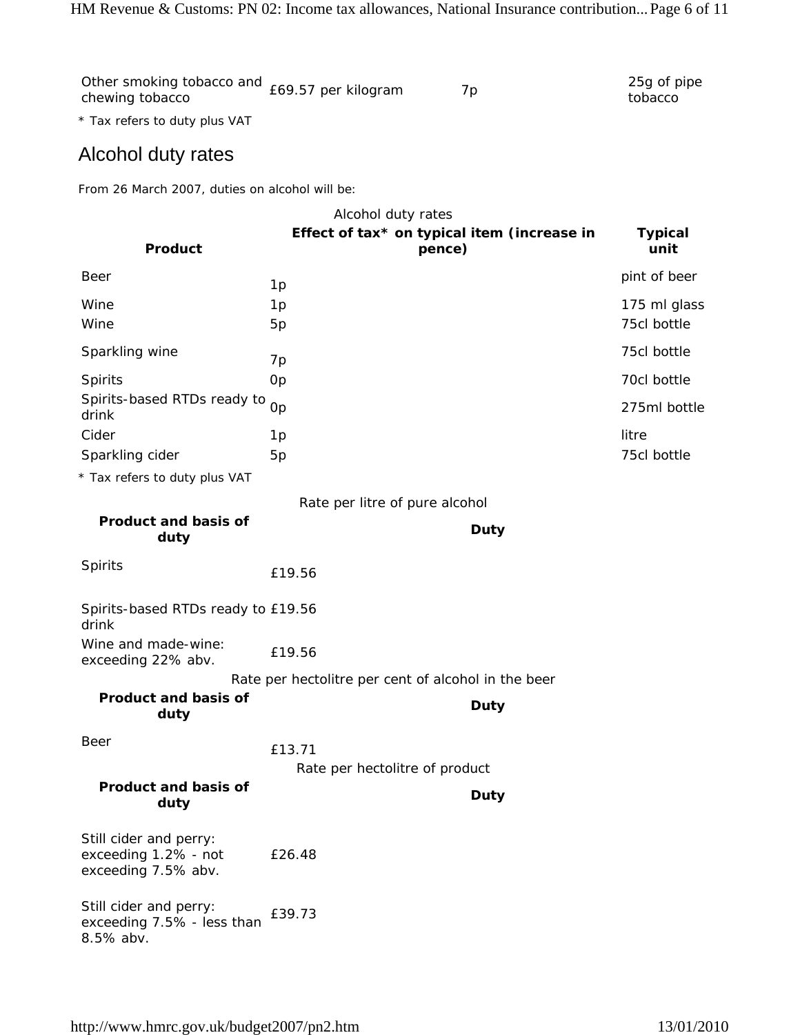| Other smoking tobacco and chewing tobacco | £69.57 per kilogram | 7p | 25g of pipe tobacco |
|---|---|---|---|

\* Tax refers to duty plus VAT

## Alcohol duty rates

From 26 March 2007, duties on alcohol will be:

Alcohol duty rates

| Product | Effect of tax* on typical item (increase in pence) | Typical unit |
|---|---|---|
| Beer | 1p | pint of beer |
| Wine | 1p | 175 ml glass |
| Wine | 5p | 75cl bottle |
| Sparkling wine | 7p | 75cl bottle |
| Spirits | 0p | 70cl bottle |
| Spirits-based RTDs ready to drink | 0p | 275ml bottle |
| Cider | 1p | litre |
| Sparkling cider | 5p | 75cl bottle |

\* Tax refers to duty plus VAT

Rate per litre of pure alcohol

| Product and basis of duty | Duty |
|---|---|
| Spirits | £19.56 |
| Spirits-based RTDs ready to drink | £19.56 |
| Wine and made-wine: exceeding 22% abv. | £19.56 |

Rate per hectolitre per cent of alcohol in the beer

| Product and basis of duty | Duty |
|---|---|
| Beer | £13.71 |

Rate per hectolitre of product

| Product and basis of duty | Duty |
|---|---|
| Still cider and perry: exceeding 1.2% - not exceeding 7.5% abv. | £26.48 |
| Still cider and perry: exceeding 7.5% - less than 8.5% abv. | £39.73 |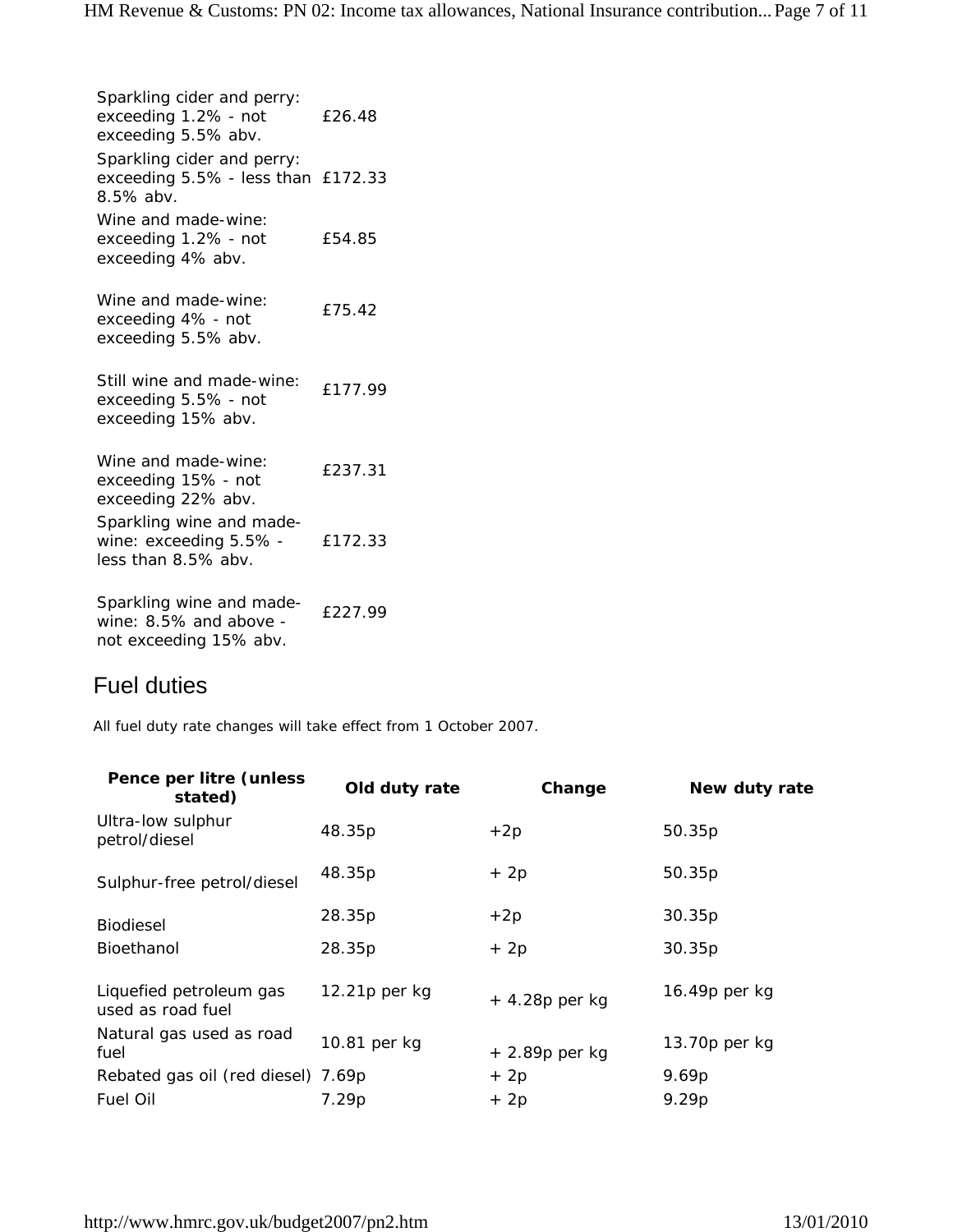| | |
|---|---|
| Sparkling cider and perry: exceeding 1.2% - not exceeding 5.5% abv. | £26.48 |
| Sparkling cider and perry: exceeding 5.5% - less than 8.5% abv. | £172.33 |
| Wine and made-wine: exceeding 1.2% - not exceeding 4% abv. | £54.85 |
| Wine and made-wine: exceeding 4% - not exceeding 5.5% abv. | £75.42 |
| Still wine and made-wine: exceeding 5.5% - not exceeding 15% abv. | £177.99 |
| Wine and made-wine: exceeding 15% - not exceeding 22% abv. | £237.31 |
| Sparkling wine and made-wine: exceeding 5.5% - less than 8.5% abv. | £172.33 |
| Sparkling wine and made-wine: 8.5% and above - not exceeding 15% abv. | £227.99 |

## Fuel duties

All fuel duty rate changes will take effect from 1 October 2007.

| Pence per litre (unless stated) | Old duty rate | Change | New duty rate |
|---|---|---|---|
| Ultra-low sulphur petrol/diesel | 48.35p | +2p | 50.35p |
| Sulphur-free petrol/diesel | 48.35p | + 2p | 50.35p |
| Biodiesel | 28.35p | +2p | 30.35p |
| Bioethanol | 28.35p | + 2p | 30.35p |
| Liquefied petroleum gas used as road fuel | 12.21p per kg | + 4.28p per kg | 16.49p per kg |
| Natural gas used as road fuel | 10.81 per kg | + 2.89p per kg | 13.70p per kg |
| Rebated gas oil (red diesel) | 7.69p | + 2p | 9.69p |
| Fuel Oil | 7.29p | + 2p | 9.29p |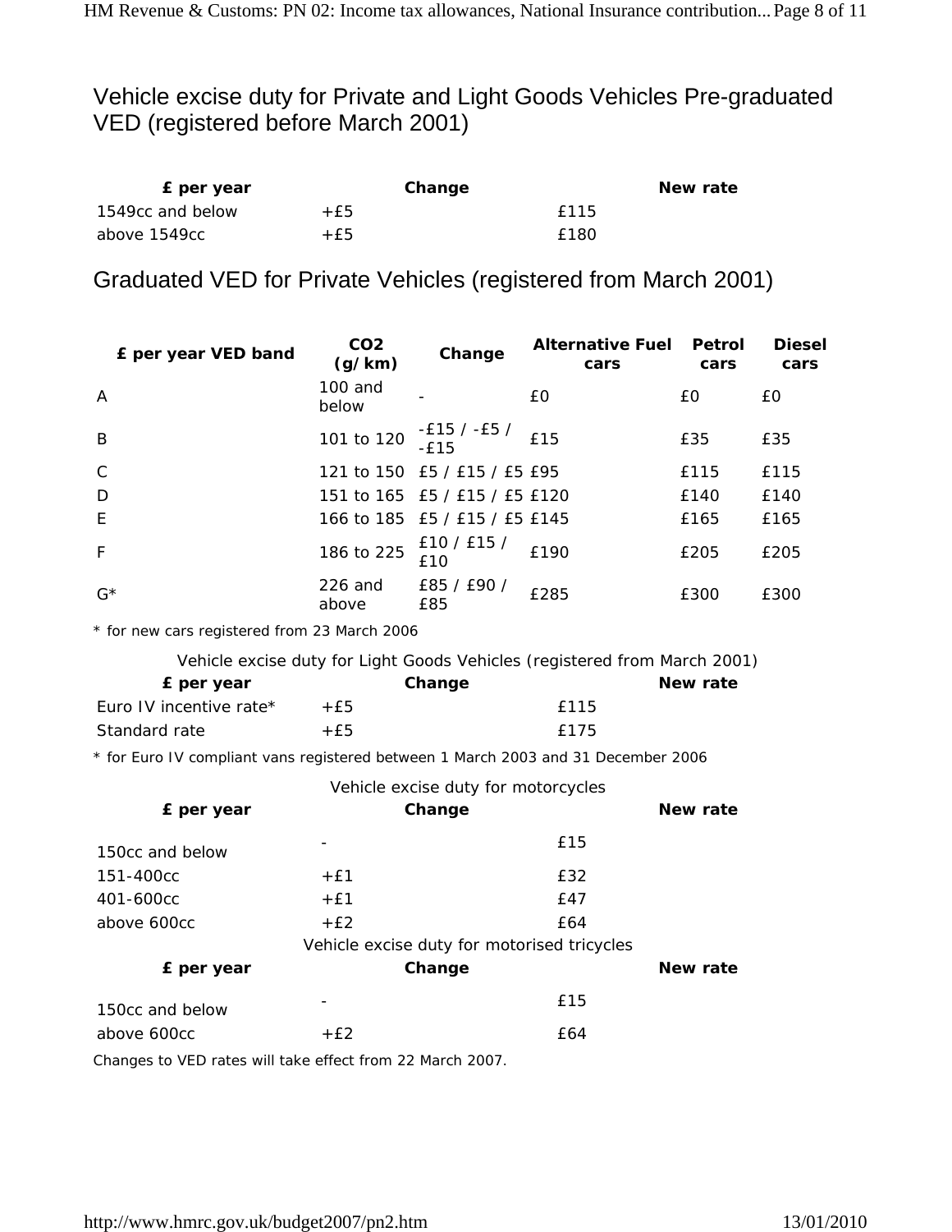## Vehicle excise duty for Private and Light Goods Vehicles Pre-graduated VED (registered before March 2001)

| £ per year | Change | New rate |
|---|---|---|
| 1549cc and below | +£5 | £115 |
| above 1549cc | +£5 | £180 |

## Graduated VED for Private Vehicles (registered from March 2001)

| £ per year VED band | CO2 (g/km) | Change | Alternative Fuel cars | Petrol cars | Diesel cars |
|---|---|---|---|---|---|
| A | 100 and below | - | £0 | £0 | £0 |
| B | 101 to 120 | -£15 / -£5 / -£15 | £15 | £35 | £35 |
| C | 121 to 150 | £5 / £15 / £5 | £95 | £115 | £115 |
| D | 151 to 165 | £5 / £15 / £5 | £120 | £140 | £140 |
| E | 166 to 185 | £5 / £15 / £5 | £145 | £165 | £165 |
| F | 186 to 225 | £10 / £15 / £10 | £190 | £205 | £205 |
| G* | 226 and above | £85 / £90 / £85 | £285 | £300 | £300 |

\* for new cars registered from 23 March 2006

Vehicle excise duty for Light Goods Vehicles (registered from March 2001)

| £ per year | Change | New rate |
|---|---|---|
| Euro IV incentive rate* | +£5 | £115 |
| Standard rate | +£5 | £175 |

\* for Euro IV compliant vans registered between 1 March 2003 and 31 December 2006

Vehicle excise duty for motorcycles

| £ per year | Change | New rate |
|---|---|---|
| 150cc and below | - | £15 |
| 151-400cc | +£1 | £32 |
| 401-600cc | +£1 | £47 |
| above 600cc | +£2 | £64 |

Vehicle excise duty for motorised tricycles

| £ per year | Change | New rate |
|---|---|---|
| 150cc and below | - | £15 |
| above 600cc | +£2 | £64 |

Changes to VED rates will take effect from 22 March 2007.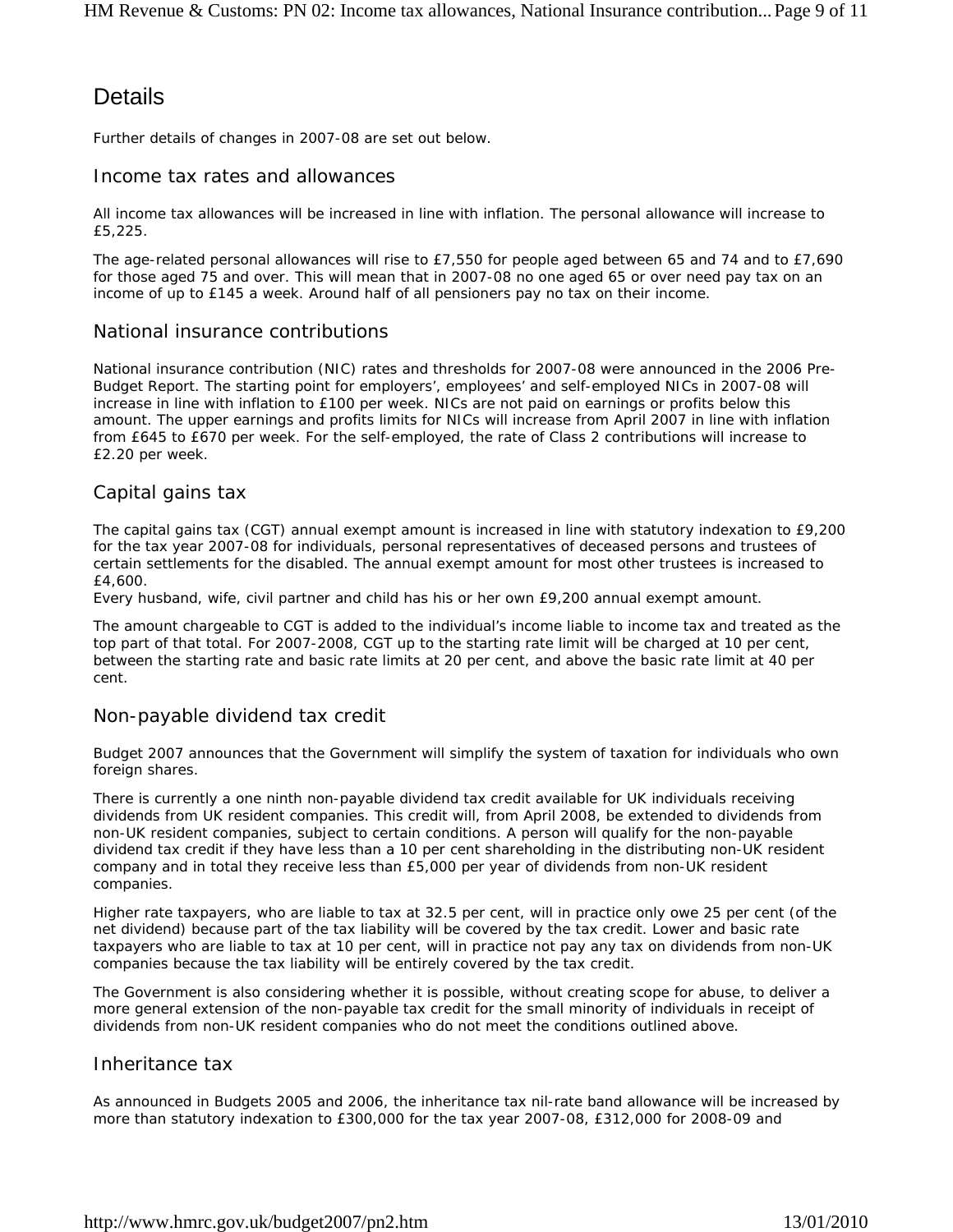# Details

Further details of changes in 2007-08 are set out below.

## Income tax rates and allowances

All income tax allowances will be increased in line with inflation. The personal allowance will increase to £5,225.

The age-related personal allowances will rise to £7,550 for people aged between 65 and 74 and to £7,690 for those aged 75 and over. This will mean that in 2007-08 no one aged 65 or over need pay tax on an income of up to £145 a week. Around half of all pensioners pay no tax on their income.

## National insurance contributions

National insurance contribution (NIC) rates and thresholds for 2007-08 were announced in the 2006 Pre-Budget Report. The starting point for employers', employees' and self-employed NICs in 2007-08 will increase in line with inflation to £100 per week. NICs are not paid on earnings or profits below this amount. The upper earnings and profits limits for NICs will increase from April 2007 in line with inflation from £645 to £670 per week. For the self-employed, the rate of Class 2 contributions will increase to £2.20 per week.

## Capital gains tax

The capital gains tax (CGT) annual exempt amount is increased in line with statutory indexation to £9,200 for the tax year 2007-08 for individuals, personal representatives of deceased persons and trustees of certain settlements for the disabled. The annual exempt amount for most other trustees is increased to £4,600.
Every husband, wife, civil partner and child has his or her own £9,200 annual exempt amount.

The amount chargeable to CGT is added to the individual's income liable to income tax and treated as the top part of that total. For 2007-2008, CGT up to the starting rate limit will be charged at 10 per cent, between the starting rate and basic rate limits at 20 per cent, and above the basic rate limit at 40 per cent.

## Non-payable dividend tax credit

Budget 2007 announces that the Government will simplify the system of taxation for individuals who own foreign shares.

There is currently a one ninth non-payable dividend tax credit available for UK individuals receiving dividends from UK resident companies. This credit will, from April 2008, be extended to dividends from non-UK resident companies, subject to certain conditions. A person will qualify for the non-payable dividend tax credit if they have less than a 10 per cent shareholding in the distributing non-UK resident company and in total they receive less than £5,000 per year of dividends from non-UK resident companies.

Higher rate taxpayers, who are liable to tax at 32.5 per cent, will in practice only owe 25 per cent (of the net dividend) because part of the tax liability will be covered by the tax credit. Lower and basic rate taxpayers who are liable to tax at 10 per cent, will in practice not pay any tax on dividends from non-UK companies because the tax liability will be entirely covered by the tax credit.

The Government is also considering whether it is possible, without creating scope for abuse, to deliver a more general extension of the non-payable tax credit for the small minority of individuals in receipt of dividends from non-UK resident companies who do not meet the conditions outlined above.

## Inheritance tax

As announced in Budgets 2005 and 2006, the inheritance tax nil-rate band allowance will be increased by more than statutory indexation to £300,000 for the tax year 2007-08, £312,000 for 2008-09 and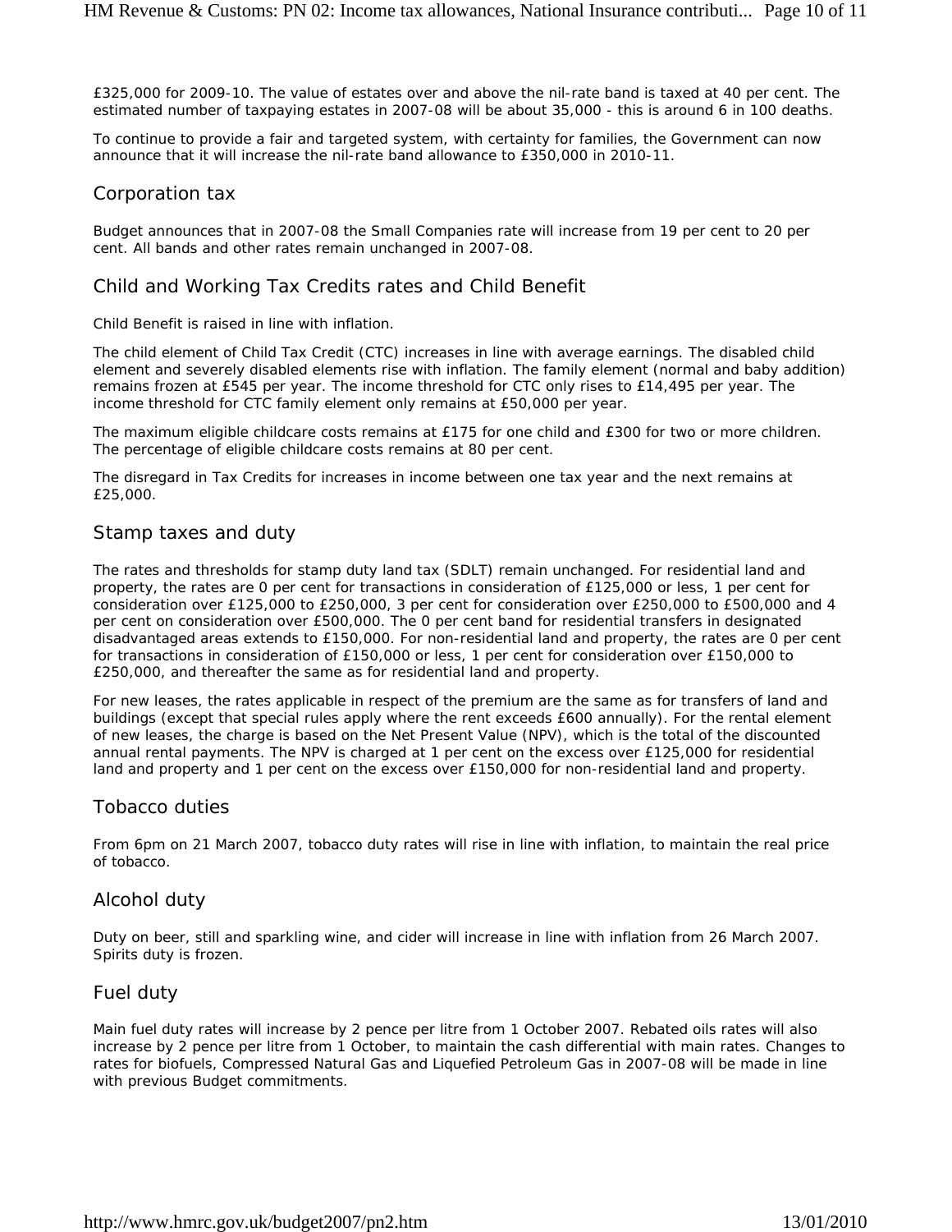£325,000 for 2009-10. The value of estates over and above the nil-rate band is taxed at 40 per cent. The estimated number of taxpaying estates in 2007-08 will be about 35,000 - this is around 6 in 100 deaths.

To continue to provide a fair and targeted system, with certainty for families, the Government can now announce that it will increase the nil-rate band allowance to £350,000 in 2010-11.

## Corporation tax

Budget announces that in 2007-08 the Small Companies rate will increase from 19 per cent to 20 per cent. All bands and other rates remain unchanged in 2007-08.

## Child and Working Tax Credits rates and Child Benefit

Child Benefit is raised in line with inflation.

The child element of Child Tax Credit (CTC) increases in line with average earnings. The disabled child element and severely disabled elements rise with inflation. The family element (normal and baby addition) remains frozen at £545 per year. The income threshold for CTC only rises to £14,495 per year. The income threshold for CTC family element only remains at £50,000 per year.

The maximum eligible childcare costs remains at £175 for one child and £300 for two or more children. The percentage of eligible childcare costs remains at 80 per cent.

The disregard in Tax Credits for increases in income between one tax year and the next remains at £25,000.

## Stamp taxes and duty

The rates and thresholds for stamp duty land tax (SDLT) remain unchanged. For residential land and property, the rates are 0 per cent for transactions in consideration of £125,000 or less, 1 per cent for consideration over £125,000 to £250,000, 3 per cent for consideration over £250,000 to £500,000 and 4 per cent on consideration over £500,000. The 0 per cent band for residential transfers in designated disadvantaged areas extends to £150,000. For non-residential land and property, the rates are 0 per cent for transactions in consideration of £150,000 or less, 1 per cent for consideration over £150,000 to £250,000, and thereafter the same as for residential land and property.

For new leases, the rates applicable in respect of the premium are the same as for transfers of land and buildings (except that special rules apply where the rent exceeds £600 annually). For the rental element of new leases, the charge is based on the Net Present Value (NPV), which is the total of the discounted annual rental payments. The NPV is charged at 1 per cent on the excess over £125,000 for residential land and property and 1 per cent on the excess over £150,000 for non-residential land and property.

## Tobacco duties

From 6pm on 21 March 2007, tobacco duty rates will rise in line with inflation, to maintain the real price of tobacco.

## Alcohol duty

Duty on beer, still and sparkling wine, and cider will increase in line with inflation from 26 March 2007. Spirits duty is frozen.

## Fuel duty

Main fuel duty rates will increase by 2 pence per litre from 1 October 2007. Rebated oils rates will also increase by 2 pence per litre from 1 October, to maintain the cash differential with main rates. Changes to rates for biofuels, Compressed Natural Gas and Liquefied Petroleum Gas in 2007-08 will be made in line with previous Budget commitments.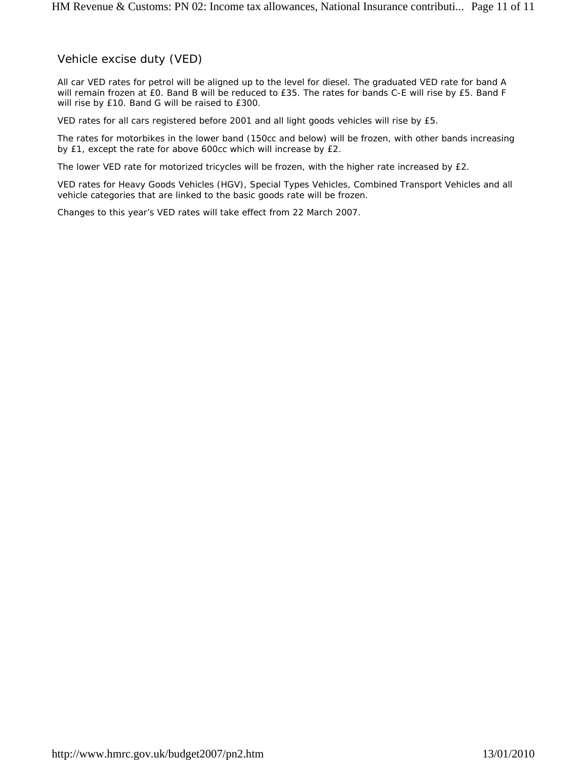## Vehicle excise duty (VED)

All car VED rates for petrol will be aligned up to the level for diesel. The graduated VED rate for band A will remain frozen at £0. Band B will be reduced to £35. The rates for bands C-E will rise by £5. Band F will rise by £10. Band G will be raised to £300.

VED rates for all cars registered before 2001 and all light goods vehicles will rise by £5.

The rates for motorbikes in the lower band (150cc and below) will be frozen, with other bands increasing by £1, except the rate for above 600cc which will increase by £2.

The lower VED rate for motorized tricycles will be frozen, with the higher rate increased by £2.

VED rates for Heavy Goods Vehicles (HGV), Special Types Vehicles, Combined Transport Vehicles and all vehicle categories that are linked to the basic goods rate will be frozen.

Changes to this year's VED rates will take effect from 22 March 2007.